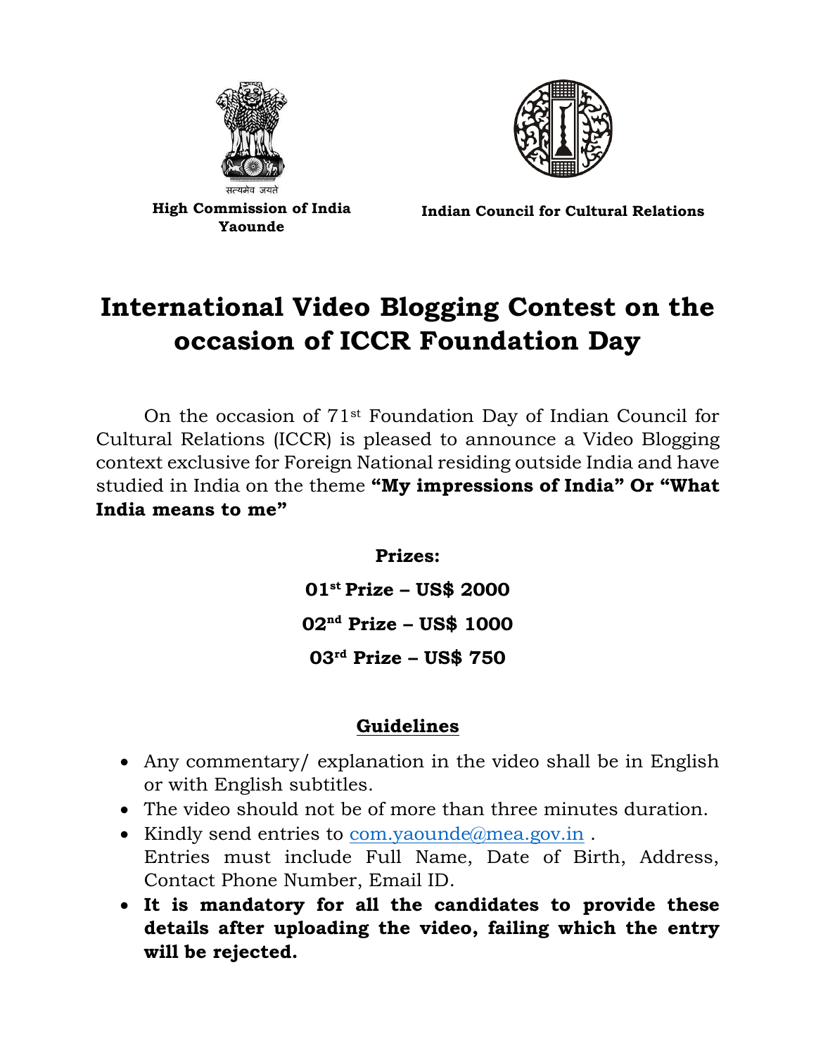सत्यमेव जयते

**High Commission of India Yaounde**

**Indian Council for Cultural Relations**

# International Video Blogging Contest on the occasion of ICCR Foundation Day

On the occasion of 71st Foundation Day of Indian Council for Cultural Relations (ICCR) is pleased to announce a Video Blogging context exclusive for Foreign National residing outside India and have studied in India on the theme **"My impressions of India" Or "What India means to me"**

**Prizes:**

**01st Prize – US$ 2000**

**02nd Prize – US$ 1000**

**03rd Prize – US$ 750**

## Guidelines

- Any commentary/ explanation in the video shall be in English or with English subtitles.
- The video should not be of more than three minutes duration.
- Kindly send entries to com.yaounde@mea.gov.in .
  Entries must include Full Name, Date of Birth, Address, Contact Phone Number, Email ID.
- **It is mandatory for all the candidates to provide these details after uploading the video, failing which the entry will be rejected.**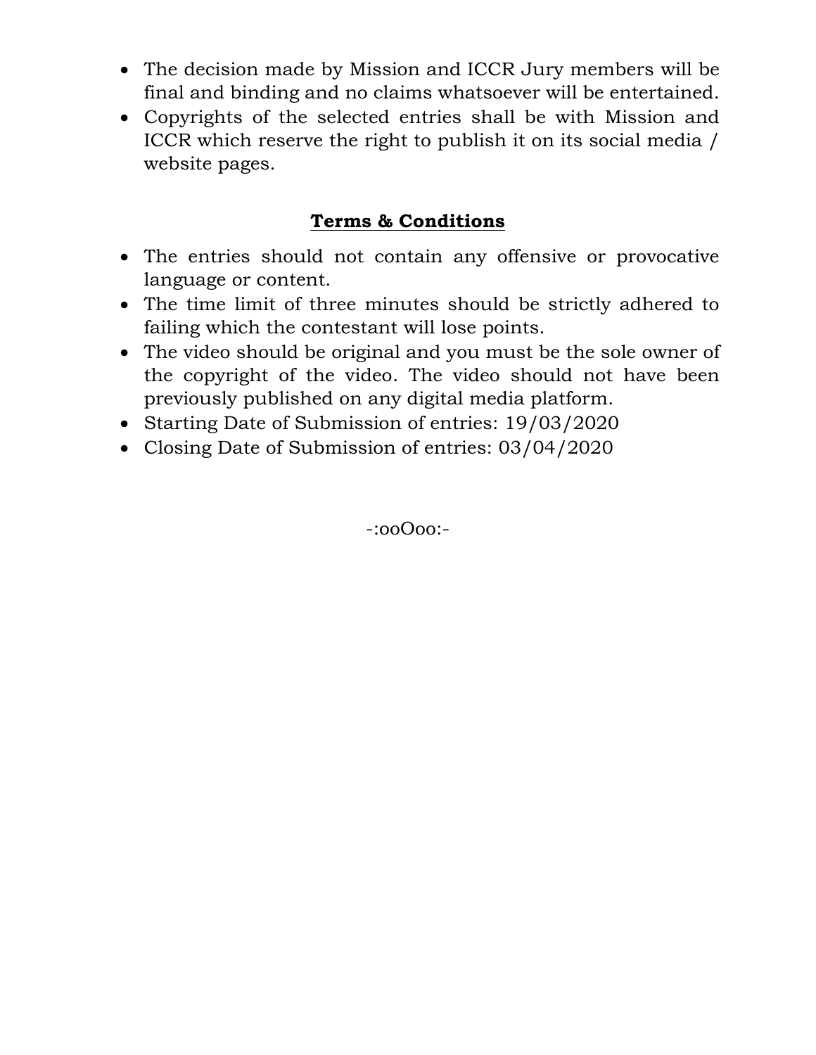- The decision made by Mission and ICCR Jury members will be final and binding and no claims whatsoever will be entertained.
- Copyrights of the selected entries shall be with Mission and ICCR which reserve the right to publish it on its social media / website pages.

## **Terms & Conditions**

- The entries should not contain any offensive or provocative language or content.
- The time limit of three minutes should be strictly adhered to failing which the contestant will lose points.
- The video should be original and you must be the sole owner of the copyright of the video. The video should not have been previously published on any digital media platform.
- Starting Date of Submission of entries: 19/03/2020
- Closing Date of Submission of entries: 03/04/2020

-:ooOoo:-